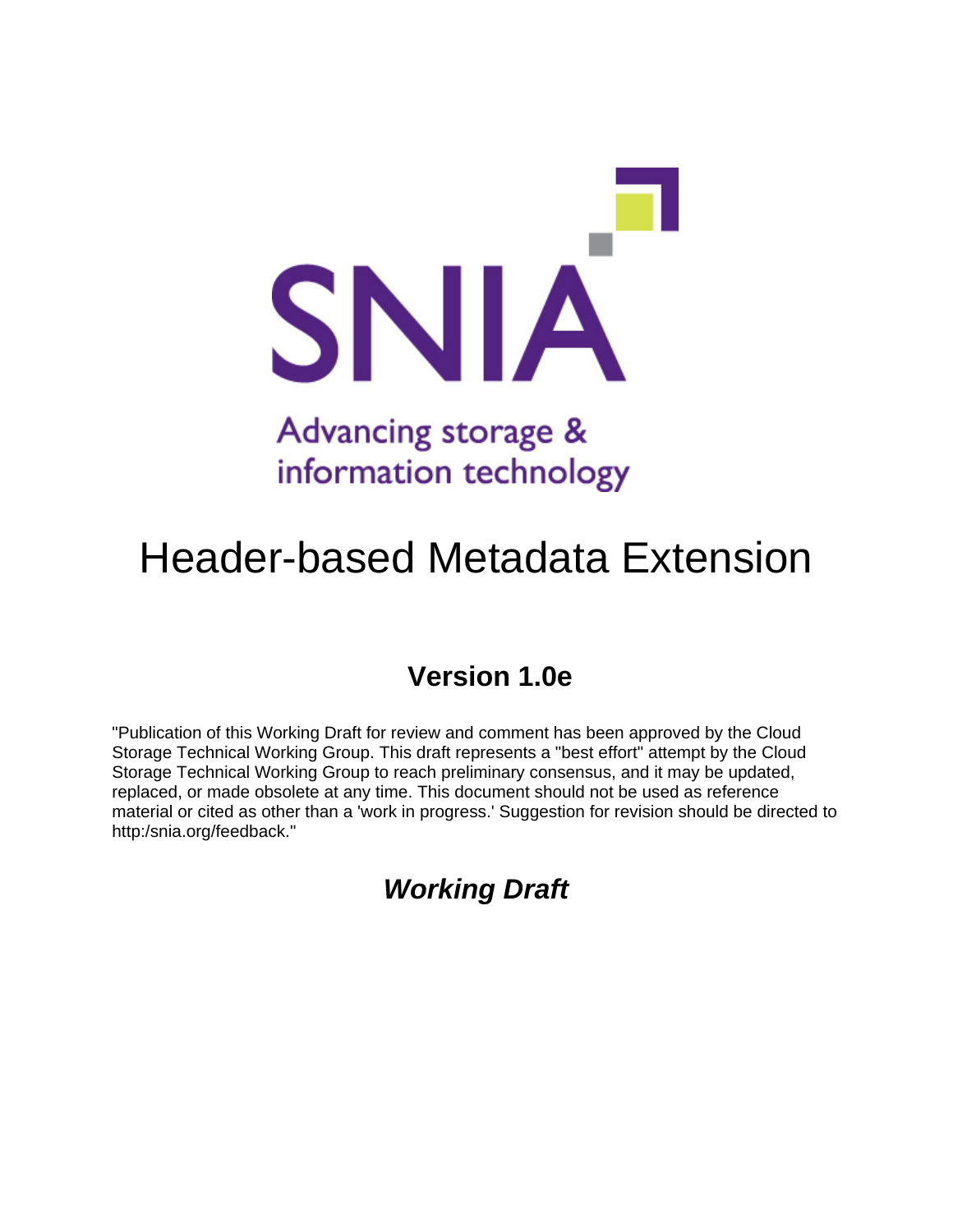SNIA

Advancing storage & information technology

# Header-based Metadata Extension

## Version 1.0e

"Publication of this Working Draft for review and comment has been approved by the Cloud Storage Technical Working Group. This draft represents a "best effort" attempt by the Cloud Storage Technical Working Group to reach preliminary consensus, and it may be updated, replaced, or made obsolete at any time. This document should not be used as reference material or cited as other than a 'work in progress.' Suggestion for revision should be directed to http:/snia.org/feedback."

## *Working Draft*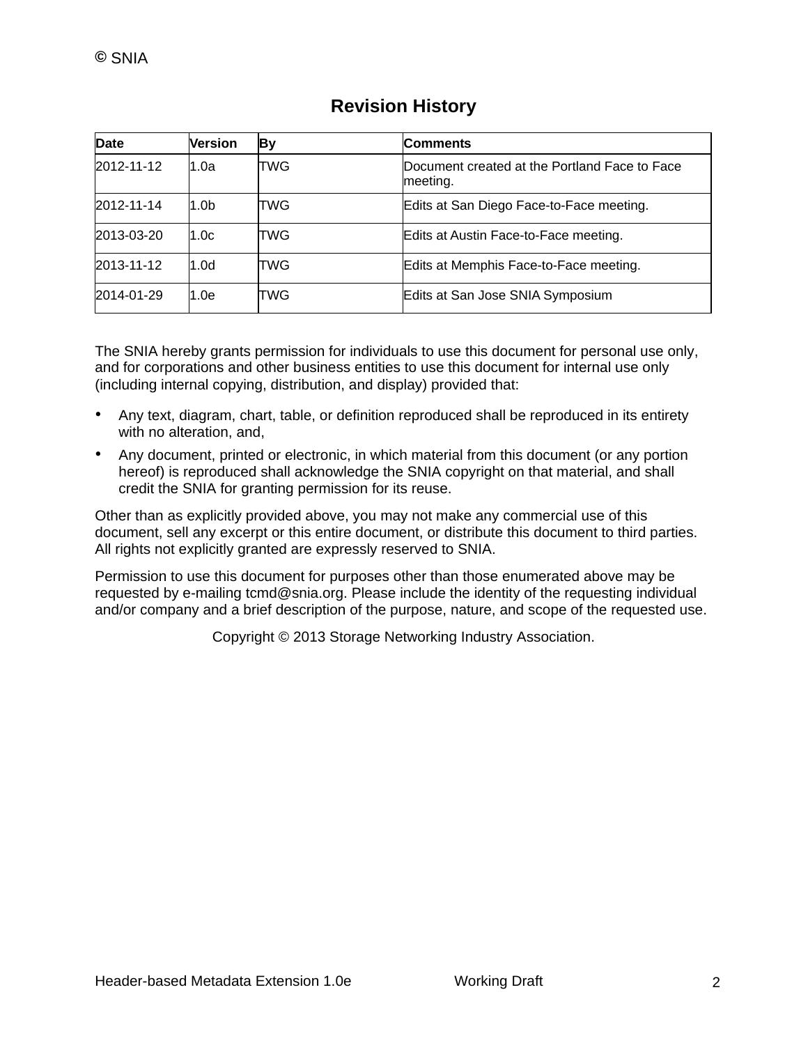## Revision History

| Date | Version | By | Comments |
|---|---|---|---|
| 2012-11-12 | 1.0a | TWG | Document created at the Portland Face to Face meeting. |
| 2012-11-14 | 1.0b | TWG | Edits at San Diego Face-to-Face meeting. |
| 2013-03-20 | 1.0c | TWG | Edits at Austin Face-to-Face meeting. |
| 2013-11-12 | 1.0d | TWG | Edits at Memphis Face-to-Face meeting. |
| 2014-01-29 | 1.0e | TWG | Edits at San Jose SNIA Symposium |

The SNIA hereby grants permission for individuals to use this document for personal use only, and for corporations and other business entities to use this document for internal use only (including internal copying, distribution, and display) provided that:

- Any text, diagram, chart, table, or definition reproduced shall be reproduced in its entirety with no alteration, and,
- Any document, printed or electronic, in which material from this document (or any portion hereof) is reproduced shall acknowledge the SNIA copyright on that material, and shall credit the SNIA for granting permission for its reuse.

Other than as explicitly provided above, you may not make any commercial use of this document, sell any excerpt or this entire document, or distribute this document to third parties. All rights not explicitly granted are expressly reserved to SNIA.

Permission to use this document for purposes other than those enumerated above may be requested by e-mailing tcmd@snia.org. Please include the identity of the requesting individual and/or company and a brief description of the purpose, nature, and scope of the requested use.

Copyright © 2013 Storage Networking Industry Association.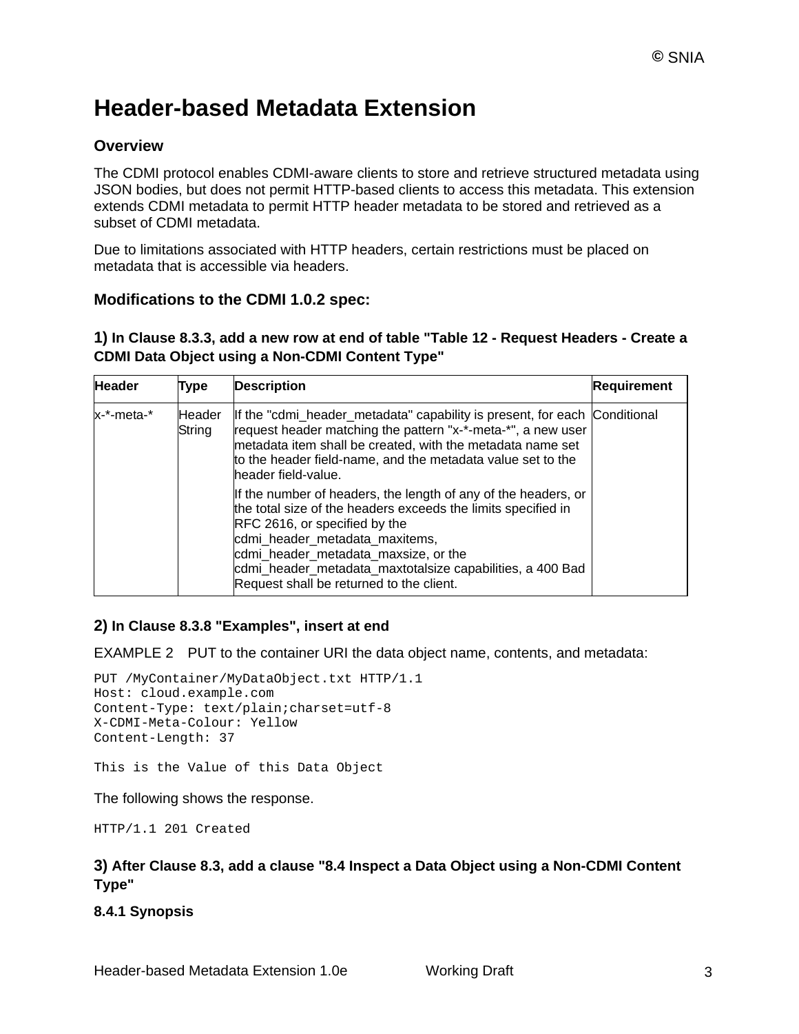# Header-based Metadata Extension

## Overview

The CDMI protocol enables CDMI-aware clients to store and retrieve structured metadata using JSON bodies, but does not permit HTTP-based clients to access this metadata. This extension extends CDMI metadata to permit HTTP header metadata to be stored and retrieved as a subset of CDMI metadata.

Due to limitations associated with HTTP headers, certain restrictions must be placed on metadata that is accessible via headers.

## Modifications to the CDMI 1.0.2 spec:

### 1) In Clause 8.3.3, add a new row at end of table "Table 12 - Request Headers - Create a CDMI Data Object using a Non-CDMI Content Type"

| Header | Type | Description | Requirement |
|---|---|---|---|
| x-*-meta-* | Header String | If the "cdmi_header_metadata" capability is present, for each request header matching the pattern "x-*-meta-*", a new user metadata item shall be created, with the metadata name set to the header field-name, and the metadata value set to the header field-value.<br><br>If the number of headers, the length of any of the headers, or the total size of the headers exceeds the limits specified in RFC 2616, or specified by the cdmi_header_metadata_maxitems, cdmi_header_metadata_maxsize, or the cdmi_header_metadata_maxtotalsize capabilities, a 400 Bad Request shall be returned to the client. | Conditional |

### 2) In Clause 8.3.8 "Examples", insert at end

EXAMPLE 2 PUT to the container URI the data object name, contents, and metadata:

```
PUT /MyContainer/MyDataObject.txt HTTP/1.1
Host: cloud.example.com
Content-Type: text/plain;charset=utf-8
X-CDMI-Meta-Colour: Yellow
Content-Length: 37

This is the Value of this Data Object
```

The following shows the response.

```
HTTP/1.1 201 Created
```

### 3) After Clause 8.3, add a clause "8.4 Inspect a Data Object using a Non-CDMI Content Type"

#### 8.4.1 Synopsis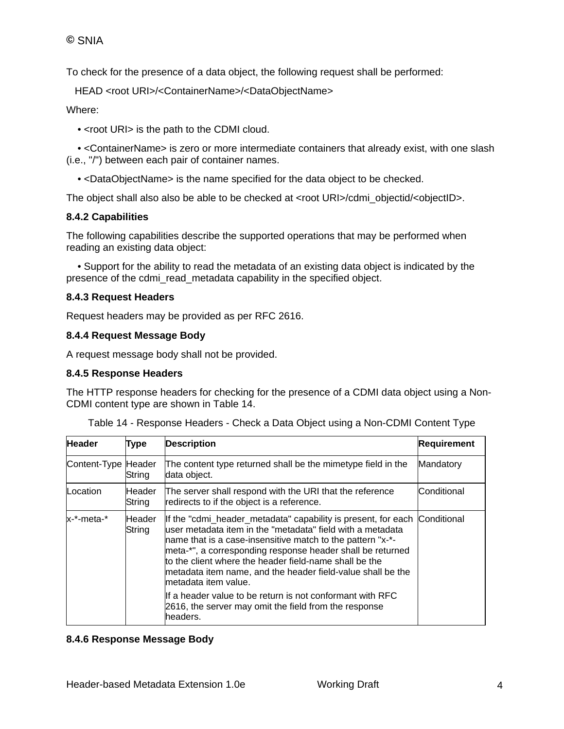To check for the presence of a data object, the following request shall be performed:

HEAD <root URI>/<ContainerName>/<DataObjectName>

Where:

- <root URI> is the path to the CDMI cloud.
- <ContainerName> is zero or more intermediate containers that already exist, with one slash (i.e., "/") between each pair of container names.
- <DataObjectName> is the name specified for the data object to be checked.

The object shall also also be able to be checked at <root URI>/cdmi_objectid/<objectID>.

### 8.4.2 Capabilities

The following capabilities describe the supported operations that may be performed when reading an existing data object:

- Support for the ability to read the metadata of an existing data object is indicated by the presence of the cdmi_read_metadata capability in the specified object.

### 8.4.3 Request Headers

Request headers may be provided as per RFC 2616.

### 8.4.4 Request Message Body

A request message body shall not be provided.

### 8.4.5 Response Headers

The HTTP response headers for checking for the presence of a CDMI data object using a Non-CDMI content type are shown in Table 14.

Table 14 - Response Headers - Check a Data Object using a Non-CDMI Content Type

| Header | Type | Description | Requirement |
| --- | --- | --- | --- |
| Content-Type | Header String | The content type returned shall be the mimetype field in the data object. | Mandatory |
| Location | Header String | The server shall respond with the URI that the reference redirects to if the object is a reference. | Conditional |
| x-*-meta-* | Header String | If the "cdmi_header_metadata" capability is present, for each user metadata item in the "metadata" field with a metadata name that is a case-insensitive match to the pattern "x-*-meta-*", a corresponding response header shall be returned to the client where the header field-name shall be the metadata item name, and the header field-value shall be the metadata item value.<br><br>If a header value to be return is not conformant with RFC 2616, the server may omit the field from the response headers. | Conditional |

### 8.4.6 Response Message Body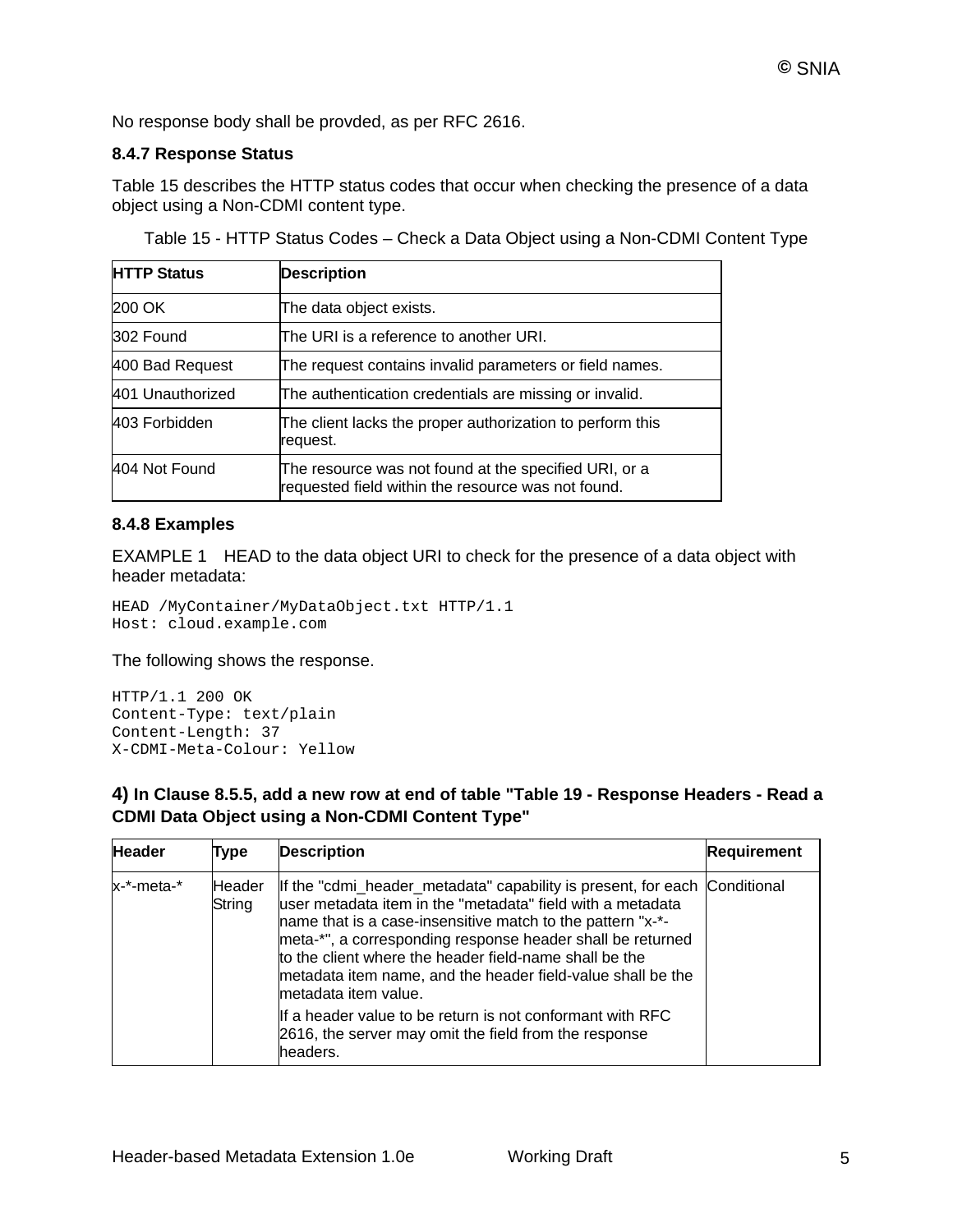No response body shall be provded, as per RFC 2616.

### 8.4.7 Response Status

Table 15 describes the HTTP status codes that occur when checking the presence of a data object using a Non-CDMI content type.

Table 15 - HTTP Status Codes – Check a Data Object using a Non-CDMI Content Type

| HTTP Status | Description |
| --- | --- |
| 200 OK | The data object exists. |
| 302 Found | The URI is a reference to another URI. |
| 400 Bad Request | The request contains invalid parameters or field names. |
| 401 Unauthorized | The authentication credentials are missing or invalid. |
| 403 Forbidden | The client lacks the proper authorization to perform this request. |
| 404 Not Found | The resource was not found at the specified URI, or a requested field within the resource was not found. |

### 8.4.8 Examples

EXAMPLE 1 HEAD to the data object URI to check for the presence of a data object with header metadata:

```
HEAD /MyContainer/MyDataObject.txt HTTP/1.1
Host: cloud.example.com
```

The following shows the response.

```
HTTP/1.1 200 OK
Content-Type: text/plain
Content-Length: 37
X-CDMI-Meta-Colour: Yellow
```

### 4) In Clause 8.5.5, add a new row at end of table "Table 19 - Response Headers - Read a CDMI Data Object using a Non-CDMI Content Type"

| Header | Type | Description | Requirement |
| --- | --- | --- | --- |
| x-*-meta-* | Header String | If the "cdmi_header_metadata" capability is present, for each user metadata item in the "metadata" field with a metadata name that is a case-insensitive match to the pattern "x-*-meta-*", a corresponding response header shall be returned to the client where the header field-name shall be the metadata item name, and the header field-value shall be the metadata item value.<br><br>If a header value to be return is not conformant with RFC 2616, the server may omit the field from the response headers. | Conditional |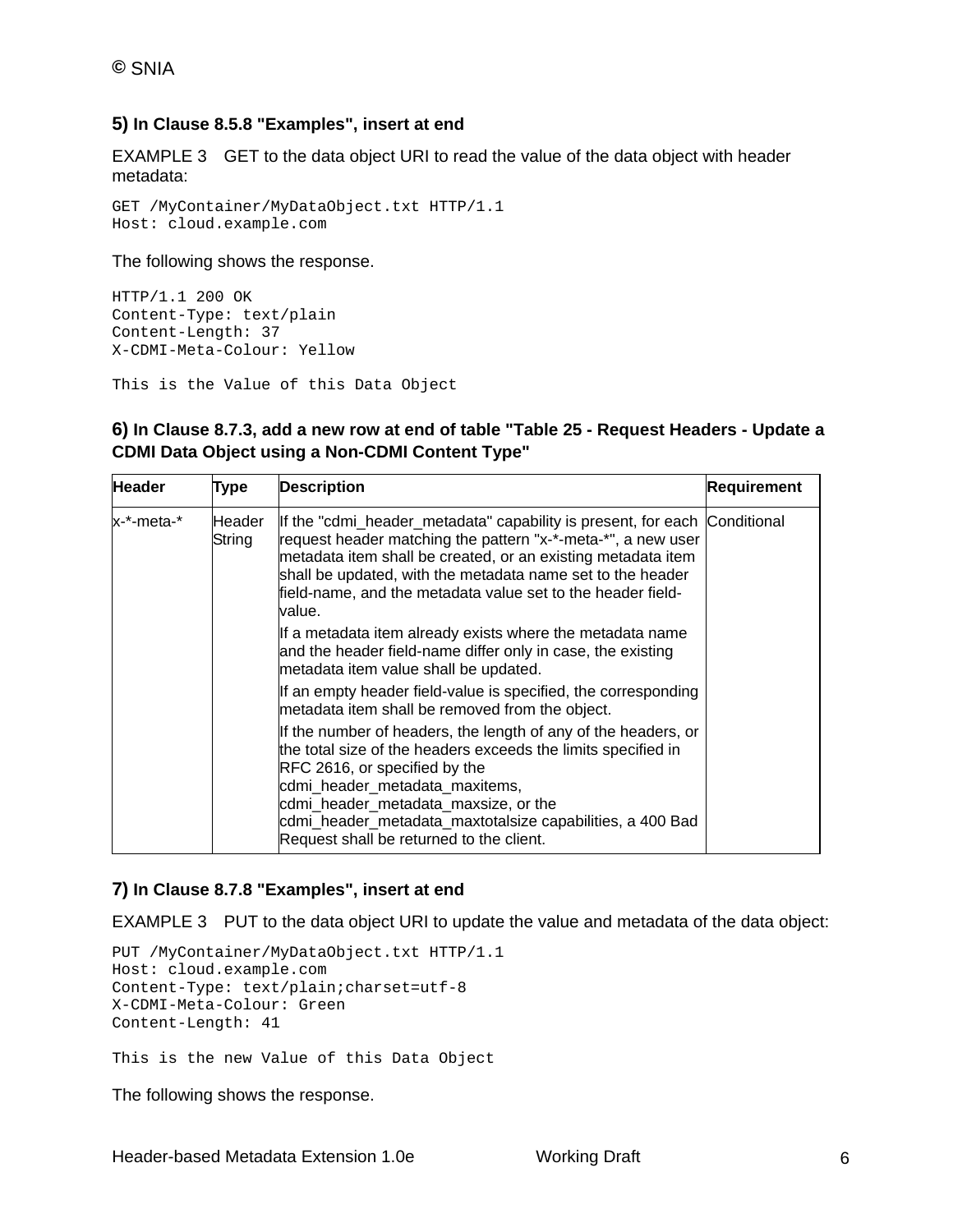### 5) In Clause 8.5.8 "Examples", insert at end

EXAMPLE 3 GET to the data object URI to read the value of the data object with header metadata:

```
GET /MyContainer/MyDataObject.txt HTTP/1.1
Host: cloud.example.com
```

The following shows the response.

```
HTTP/1.1 200 OK
Content-Type: text/plain
Content-Length: 37
X-CDMI-Meta-Colour: Yellow

This is the Value of this Data Object
```

### 6) In Clause 8.7.3, add a new row at end of table "Table 25 - Request Headers - Update a CDMI Data Object using a Non-CDMI Content Type"

| Header | Type | Description | Requirement |
|---|---|---|---|
| x-*-meta-* | Header String | If the "cdmi_header_metadata" capability is present, for each request header matching the pattern "x-*-meta-*", a new user metadata item shall be created, or an existing metadata item shall be updated, with the metadata name set to the header field-name, and the metadata value set to the header field-value.<br><br>If a metadata item already exists where the metadata name and the header field-name differ only in case, the existing metadata item value shall be updated.<br><br>If an empty header field-value is specified, the corresponding metadata item shall be removed from the object.<br><br>If the number of headers, the length of any of the headers, or the total size of the headers exceeds the limits specified in RFC 2616, or specified by the cdmi_header_metadata_maxitems, cdmi_header_metadata_maxsize, or the cdmi_header_metadata_maxtotalsize capabilities, a 400 Bad Request shall be returned to the client. | Conditional |

### 7) In Clause 8.7.8 "Examples", insert at end

EXAMPLE 3 PUT to the data object URI to update the value and metadata of the data object:

```
PUT /MyContainer/MyDataObject.txt HTTP/1.1
Host: cloud.example.com
Content-Type: text/plain;charset=utf-8
X-CDMI-Meta-Colour: Green
Content-Length: 41

This is the new Value of this Data Object
```

The following shows the response.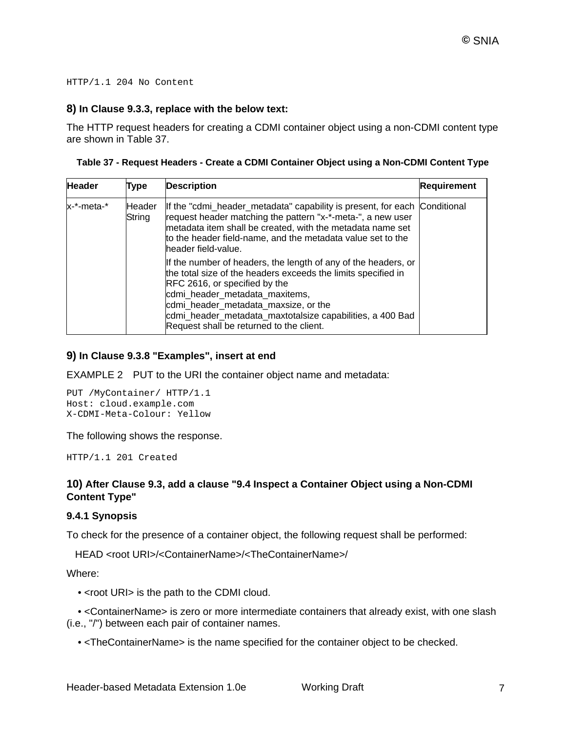```
HTTP/1.1 204 No Content
```

**8) In Clause 9.3.3, replace with the below text:**

The HTTP request headers for creating a CDMI container object using a non-CDMI content type are shown in Table 37.

**Table 37 - Request Headers - Create a CDMI Container Object using a Non-CDMI Content Type**

| Header | Type | Description | Requirement |
|---|---|---|---|
| x-*-meta-* | Header String | If the "cdmi_header_metadata" capability is present, for each request header matching the pattern "x-*-meta-", a new user metadata item shall be created, with the metadata name set to the header field-name, and the metadata value set to the header field-value.<br><br>If the number of headers, the length of any of the headers, or the total size of the headers exceeds the limits specified in RFC 2616, or specified by the cdmi_header_metadata_maxitems, cdmi_header_metadata_maxsize, or the cdmi_header_metadata_maxtotalsize capabilities, a 400 Bad Request shall be returned to the client. | Conditional |

**9) In Clause 9.3.8 "Examples", insert at end**

EXAMPLE 2 PUT to the URI the container object name and metadata:

```
PUT /MyContainer/ HTTP/1.1
Host: cloud.example.com
X-CDMI-Meta-Colour: Yellow
```

The following shows the response.

```
HTTP/1.1 201 Created
```

**10) After Clause 9.3, add a clause "9.4 Inspect a Container Object using a Non-CDMI Content Type"**

### 9.4.1 Synopsis

To check for the presence of a container object, the following request shall be performed:

HEAD <root URI>/<ContainerName>/<TheContainerName>/

Where:

- <root URI> is the path to the CDMI cloud.
- <ContainerName> is zero or more intermediate containers that already exist, with one slash (i.e., "/") between each pair of container names.
- <TheContainerName> is the name specified for the container object to be checked.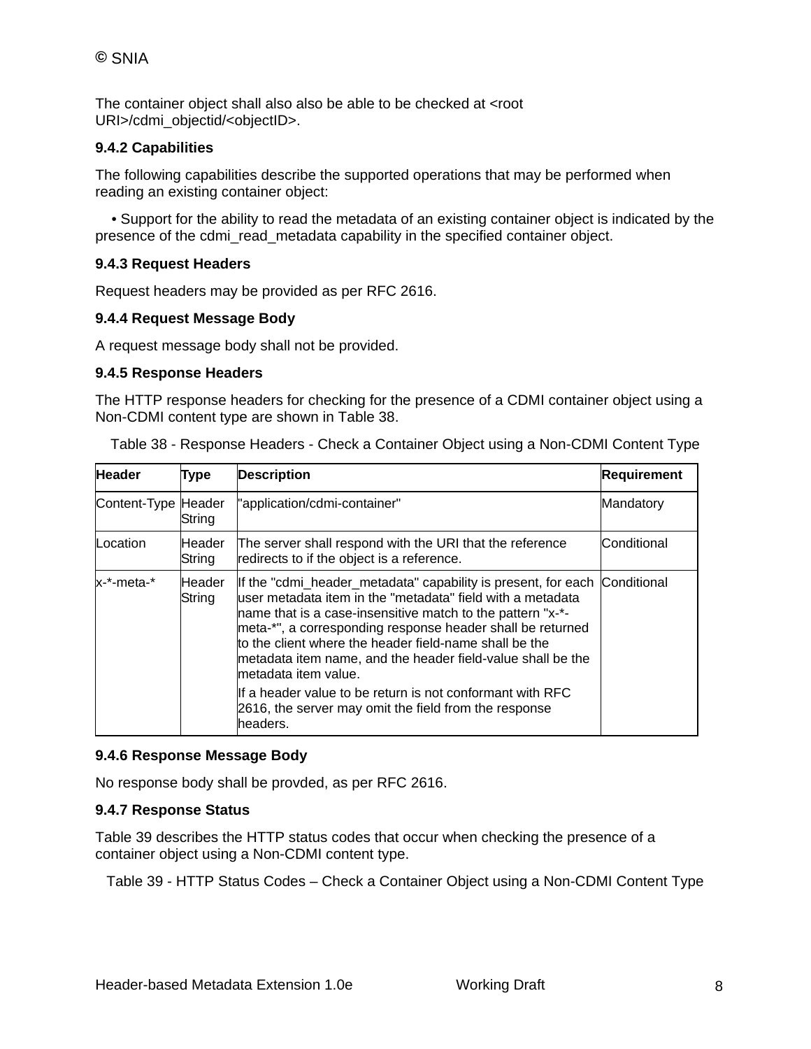The container object shall also also be able to be checked at <root URI>/cdmi_objectid/<objectID>.

### 9.4.2 Capabilities

The following capabilities describe the supported operations that may be performed when reading an existing container object:

- Support for the ability to read the metadata of an existing container object is indicated by the presence of the cdmi_read_metadata capability in the specified container object.

### 9.4.3 Request Headers

Request headers may be provided as per RFC 2616.

### 9.4.4 Request Message Body

A request message body shall not be provided.

### 9.4.5 Response Headers

The HTTP response headers for checking for the presence of a CDMI container object using a Non-CDMI content type are shown in Table 38.

Table 38 - Response Headers - Check a Container Object using a Non-CDMI Content Type

| Header | Type | Description | Requirement |
|---|---|---|---|
| Content-Type | Header String | "application/cdmi-container" | Mandatory |
| Location | Header String | The server shall respond with the URI that the reference redirects to if the object is a reference. | Conditional |
| x-*-meta-* | Header String | If the "cdmi_header_metadata" capability is present, for each user metadata item in the "metadata" field with a metadata name that is a case-insensitive match to the pattern "x-*-meta-*", a corresponding response header shall be returned to the client where the header field-name shall be the metadata item name, and the header field-value shall be the metadata item value.<br><br>If a header value to be return is not conformant with RFC 2616, the server may omit the field from the response headers. | Conditional |

### 9.4.6 Response Message Body

No response body shall be provded, as per RFC 2616.

### 9.4.7 Response Status

Table 39 describes the HTTP status codes that occur when checking the presence of a container object using a Non-CDMI content type.

Table 39 - HTTP Status Codes – Check a Container Object using a Non-CDMI Content Type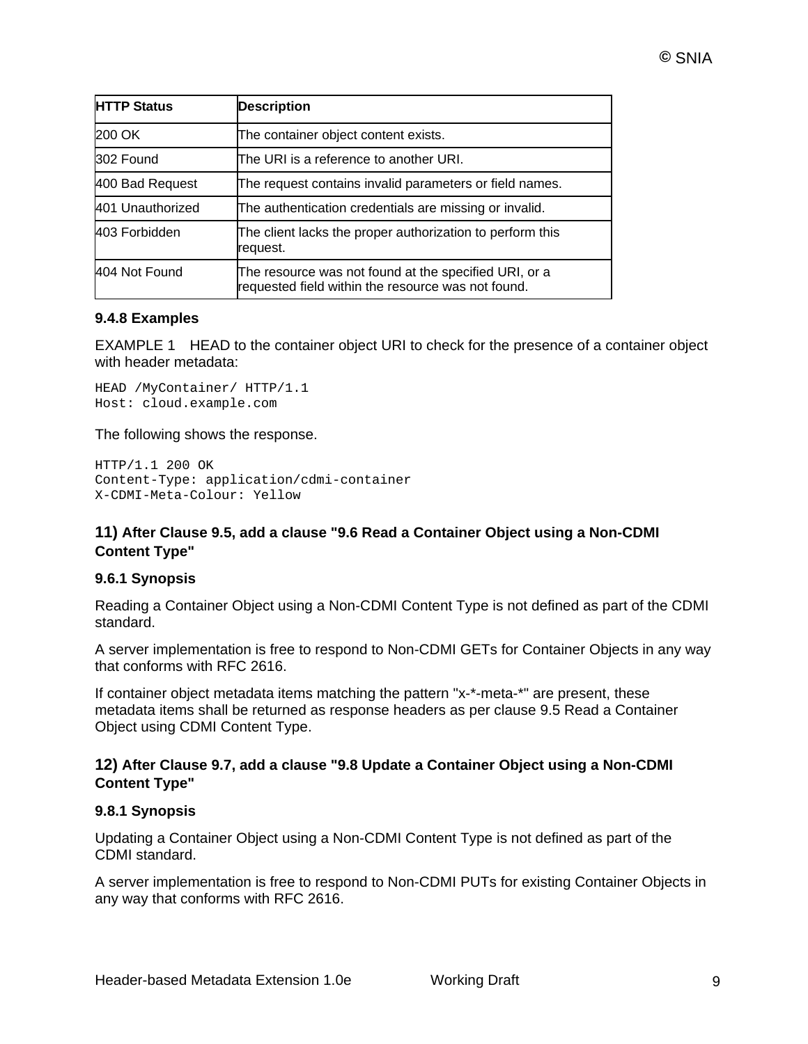| HTTP Status | Description |
| --- | --- |
| 200 OK | The container object content exists. |
| 302 Found | The URI is a reference to another URI. |
| 400 Bad Request | The request contains invalid parameters or field names. |
| 401 Unauthorized | The authentication credentials are missing or invalid. |
| 403 Forbidden | The client lacks the proper authorization to perform this request. |
| 404 Not Found | The resource was not found at the specified URI, or a requested field within the resource was not found. |

#### 9.4.8 Examples

EXAMPLE 1 HEAD to the container object URI to check for the presence of a container object with header metadata:

```
HEAD /MyContainer/ HTTP/1.1
Host: cloud.example.com
```

The following shows the response.

```
HTTP/1.1 200 OK
Content-Type: application/cdmi-container
X-CDMI-Meta-Colour: Yellow
```

### 11) After Clause 9.5, add a clause "9.6 Read a Container Object using a Non-CDMI Content Type"

#### 9.6.1 Synopsis

Reading a Container Object using a Non-CDMI Content Type is not defined as part of the CDMI standard.

A server implementation is free to respond to Non-CDMI GETs for Container Objects in any way that conforms with RFC 2616.

If container object metadata items matching the pattern "x-*-meta-*" are present, these metadata items shall be returned as response headers as per clause 9.5 Read a Container Object using CDMI Content Type.

### 12) After Clause 9.7, add a clause "9.8 Update a Container Object using a Non-CDMI Content Type"

#### 9.8.1 Synopsis

Updating a Container Object using a Non-CDMI Content Type is not defined as part of the CDMI standard.

A server implementation is free to respond to Non-CDMI PUTs for existing Container Objects in any way that conforms with RFC 2616.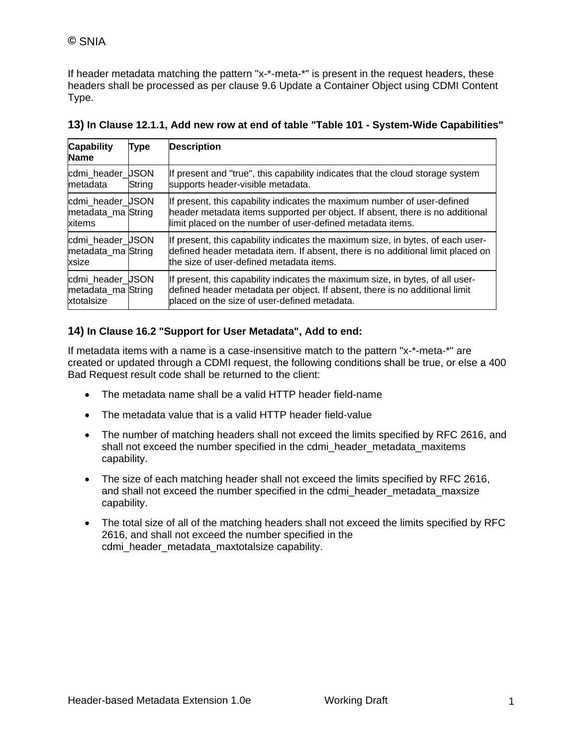If header metadata matching the pattern "x-*-meta-*" is present in the request headers, these headers shall be processed as per clause 9.6 Update a Container Object using CDMI Content Type.

### 13) In Clause 12.1.1, Add new row at end of table "Table 101 - System-Wide Capabilities"

| Capability Name | Type | Description |
|---|---|---|
| cdmi_header_metadata | JSON String | If present and "true", this capability indicates that the cloud storage system supports header-visible metadata. |
| cdmi_header_metadata_maxitems | JSON String | If present, this capability indicates the maximum number of user-defined header metadata items supported per object. If absent, there is no additional limit placed on the number of user-defined metadata items. |
| cdmi_header_metadata_maxsize | JSON String | If present, this capability indicates the maximum size, in bytes, of each user-defined header metadata item. If absent, there is no additional limit placed on the size of user-defined metadata items. |
| cdmi_header_metadata_maxtotalsize | JSON String | If present, this capability indicates the maximum size, in bytes, of all user-defined header metadata per object. If absent, there is no additional limit placed on the size of user-defined metadata. |

### 14) In Clause 16.2 "Support for User Metadata", Add to end:

If metadata items with a name is a case-insensitive match to the pattern "x-*-meta-*" are created or updated through a CDMI request, the following conditions shall be true, or else a 400 Bad Request result code shall be returned to the client:

- The metadata name shall be a valid HTTP header field-name
- The metadata value that is a valid HTTP header field-value
- The number of matching headers shall not exceed the limits specified by RFC 2616, and shall not exceed the number specified in the cdmi_header_metadata_maxitems capability.
- The size of each matching header shall not exceed the limits specified by RFC 2616, and shall not exceed the number specified in the cdmi_header_metadata_maxsize capability.
- The total size of all of the matching headers shall not exceed the limits specified by RFC 2616, and shall not exceed the number specified in the cdmi_header_metadata_maxtotalsize capability.